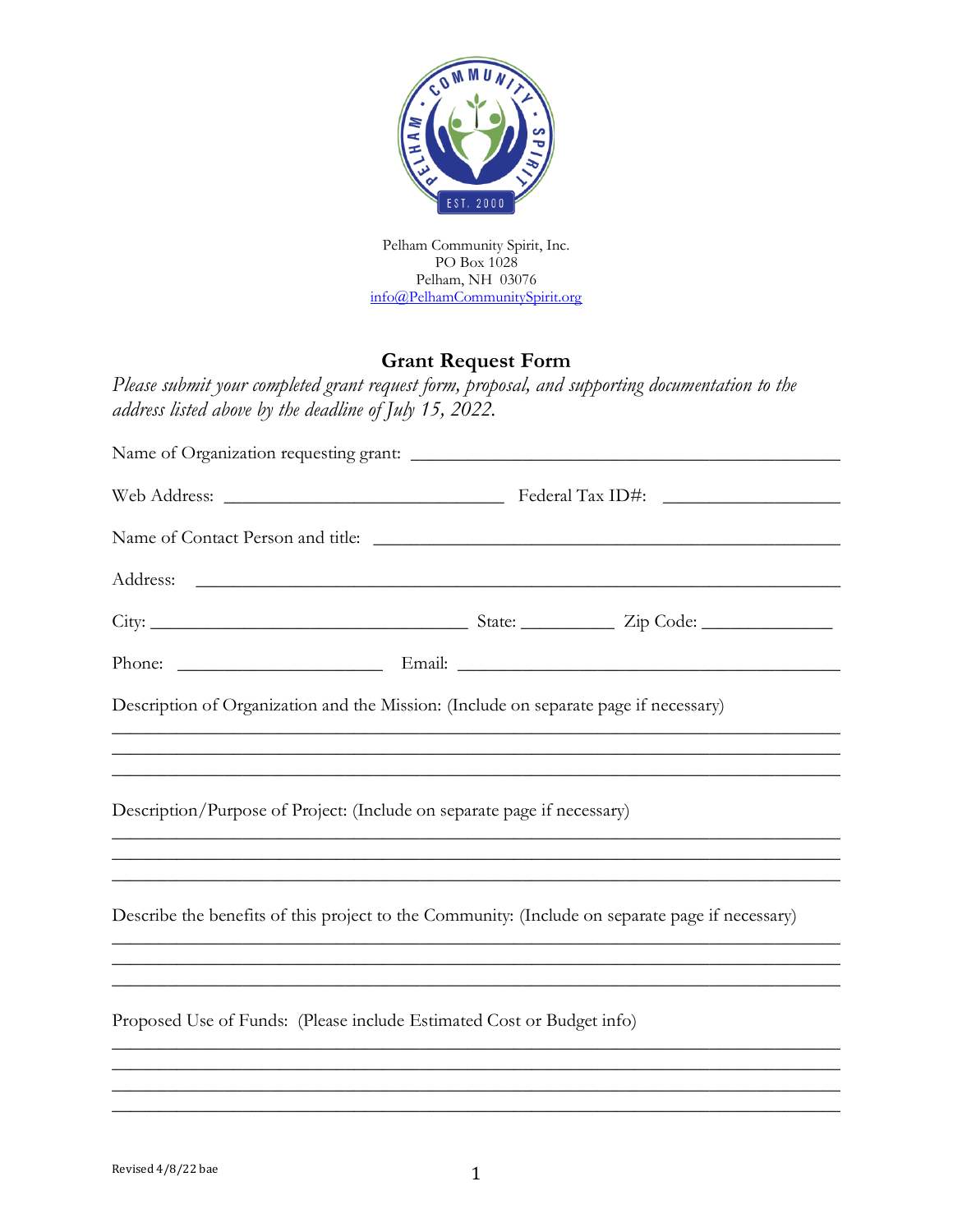Pelham Community Spirit, Inc.
PO Box 1028
Pelham, NH 03076
info@PelhamCommunitySpirit.org

# Grant Request Form

*Please submit your completed grant request form, proposal, and supporting documentation to the address listed above by the deadline of July 15, 2022.*

Name of Organization requesting grant: ____________________________________________

Web Address: ______________________________ Federal Tax ID#: __________________

Name of Contact Person and title: ________________________________________________

Address: ____________________________________________________________________

City: ___________________________________ State: __________ Zip Code: ______________

Phone: ______________________ Email: __________________________________________

Description of Organization and the Mission: (Include on separate page if necessary)

_____________________________________________________________________________
_____________________________________________________________________________
_____________________________________________________________________________

Description/Purpose of Project: (Include on separate page if necessary)

_____________________________________________________________________________
_____________________________________________________________________________
_____________________________________________________________________________

Describe the benefits of this project to the Community: (Include on separate page if necessary)

_____________________________________________________________________________
_____________________________________________________________________________
_____________________________________________________________________________

Proposed Use of Funds: (Please include Estimated Cost or Budget info)

_____________________________________________________________________________
_____________________________________________________________________________
_____________________________________________________________________________
_____________________________________________________________________________

Revised 4/8/22 bae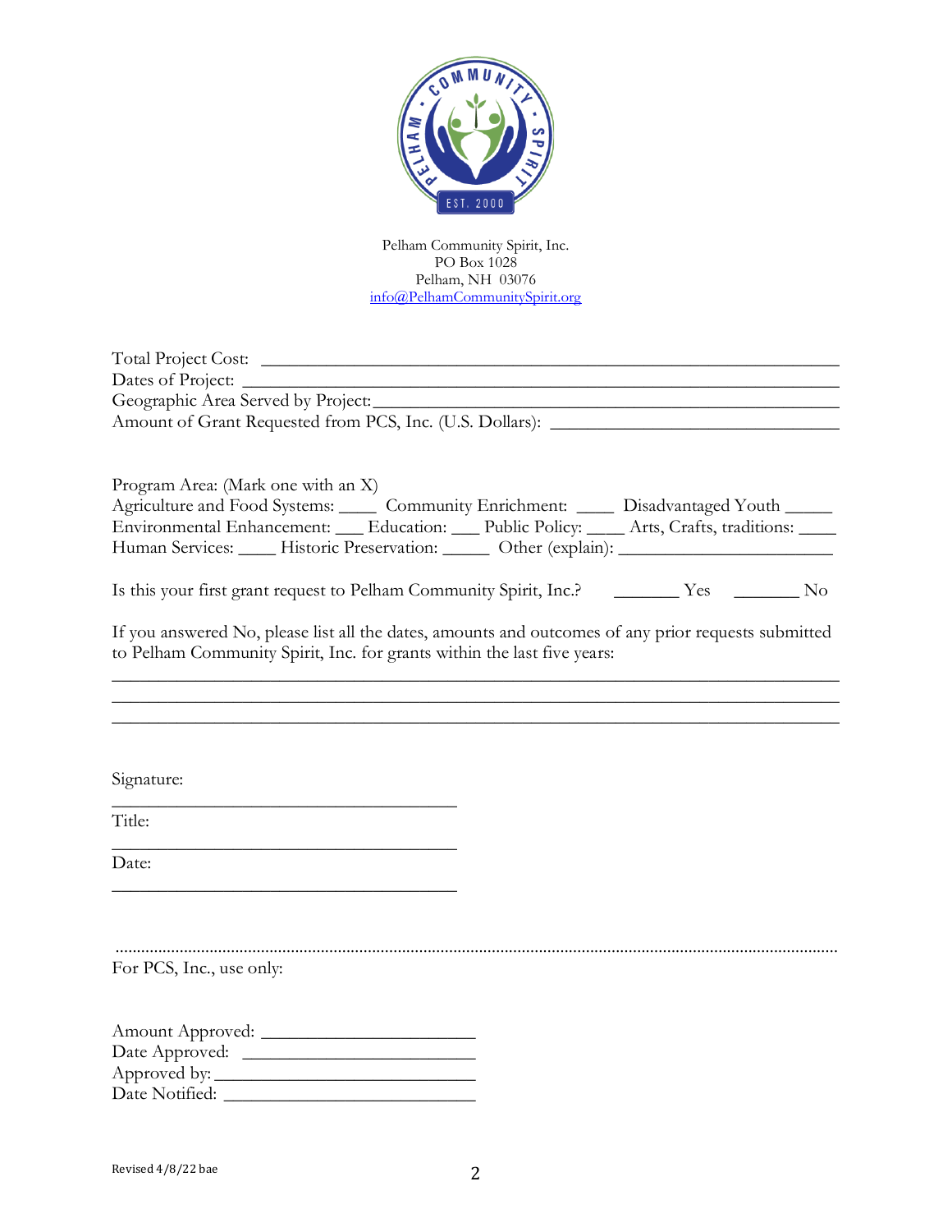Pelham Community Spirit, Inc.
PO Box 1028
Pelham, NH 03076
info@PelhamCommunitySpirit.org

Total Project Cost: ____________________________________________________________
Dates of Project: ______________________________________________________________
Geographic Area Served by Project:______________________________________________
Amount of Grant Requested from PCS, Inc. (U.S. Dollars): _______________________________

Program Area: (Mark one with an X)
Agriculture and Food Systems: ____ Community Enrichment: ____ Disadvantaged Youth _____
Environmental Enhancement: ___ Education: ___ Public Policy: ____ Arts, Crafts, traditions: ____
Human Services: ____ Historic Preservation: _____ Other (explain): _______________________

Is this your first grant request to Pelham Community Spirit, Inc.? _______ Yes _______ No

If you answered No, please list all the dates, amounts and outcomes of any prior requests submitted to Pelham Community Spirit, Inc. for grants within the last five years:

________________________________________________________________________________
________________________________________________________________________________
________________________________________________________________________________

Signature:

_____________________________________

Title:

_____________________________________

Date:

_____________________________________

..............................................................................................................................................

For PCS, Inc., use only:

Amount Approved: ______________________
Date Approved: ________________________
Approved by: __________________________
Date Notified: _________________________

Revised 4/8/22 bae